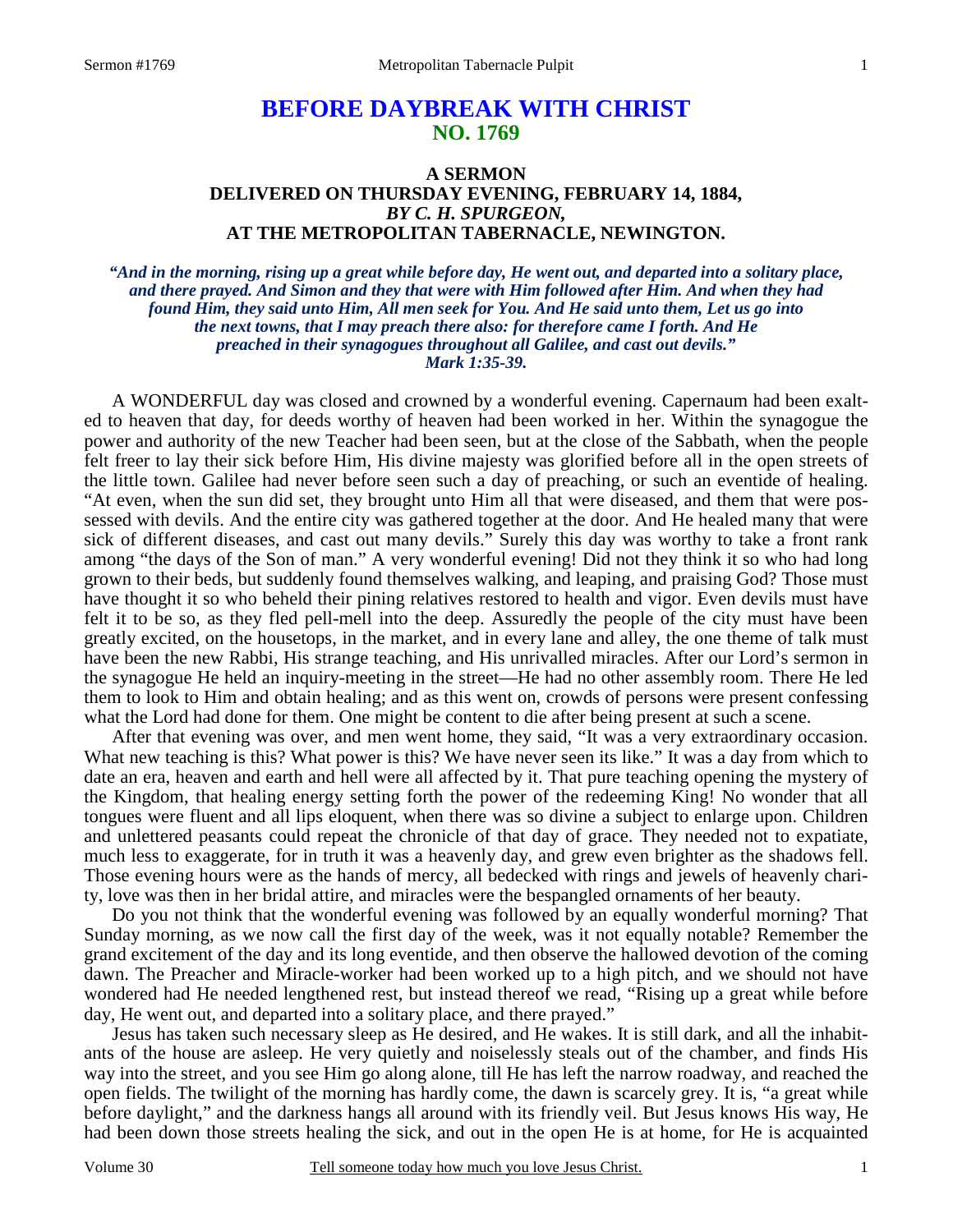# BEFORE DAYBREAK WITH CHRIST
## NO. 1769

### A SERMON
### DELIVERED ON THURSDAY EVENING, FEBRUARY 14, 1884,
### *BY C. H. SPURGEON,*
### AT THE METROPOLITAN TABERNACLE, NEWINGTON.

***"And in the morning, rising up a great while before day, He went out, and departed into a solitary place, and there prayed. And Simon and they that were with Him followed after Him. And when they had found Him, they said unto Him, All men seek for You. And He said unto them, Let us go into the next towns, that I may preach there also: for therefore came I forth. And He preached in their synagogues throughout all Galilee, and cast out devils." Mark 1:35-39.***

A WONDERFUL day was closed and crowned by a wonderful evening. Capernaum had been exalted to heaven that day, for deeds worthy of heaven had been worked in her. Within the synagogue the power and authority of the new Teacher had been seen, but at the close of the Sabbath, when the people felt freer to lay their sick before Him, His divine majesty was glorified before all in the open streets of the little town. Galilee had never before seen such a day of preaching, or such an eventide of healing. "At even, when the sun did set, they brought unto Him all that were diseased, and them that were possessed with devils. And the entire city was gathered together at the door. And He healed many that were sick of different diseases, and cast out many devils." Surely this day was worthy to take a front rank among "the days of the Son of man." A very wonderful evening! Did not they think it so who had long grown to their beds, but suddenly found themselves walking, and leaping, and praising God? Those must have thought it so who beheld their pining relatives restored to health and vigor. Even devils must have felt it to be so, as they fled pell-mell into the deep. Assuredly the people of the city must have been greatly excited, on the housetops, in the market, and in every lane and alley, the one theme of talk must have been the new Rabbi, His strange teaching, and His unrivalled miracles. After our Lord's sermon in the synagogue He held an inquiry-meeting in the street—He had no other assembly room. There He led them to look to Him and obtain healing; and as this went on, crowds of persons were present confessing what the Lord had done for them. One might be content to die after being present at such a scene.

After that evening was over, and men went home, they said, "It was a very extraordinary occasion. What new teaching is this? What power is this? We have never seen its like." It was a day from which to date an era, heaven and earth and hell were all affected by it. That pure teaching opening the mystery of the Kingdom, that healing energy setting forth the power of the redeeming King! No wonder that all tongues were fluent and all lips eloquent, when there was so divine a subject to enlarge upon. Children and unlettered peasants could repeat the chronicle of that day of grace. They needed not to expatiate, much less to exaggerate, for in truth it was a heavenly day, and grew even brighter as the shadows fell. Those evening hours were as the hands of mercy, all bedecked with rings and jewels of heavenly charity, love was then in her bridal attire, and miracles were the bespangled ornaments of her beauty.

Do you not think that the wonderful evening was followed by an equally wonderful morning? That Sunday morning, as we now call the first day of the week, was it not equally notable? Remember the grand excitement of the day and its long eventide, and then observe the hallowed devotion of the coming dawn. The Preacher and Miracle-worker had been worked up to a high pitch, and we should not have wondered had He needed lengthened rest, but instead thereof we read, "Rising up a great while before day, He went out, and departed into a solitary place, and there prayed."

Jesus has taken such necessary sleep as He desired, and He wakes. It is still dark, and all the inhabitants of the house are asleep. He very quietly and noiselessly steals out of the chamber, and finds His way into the street, and you see Him go along alone, till He has left the narrow roadway, and reached the open fields. The twilight of the morning has hardly come, the dawn is scarcely grey. It is, "a great while before daylight," and the darkness hangs all around with its friendly veil. But Jesus knows His way, He had been down those streets healing the sick, and out in the open He is at home, for He is acquainted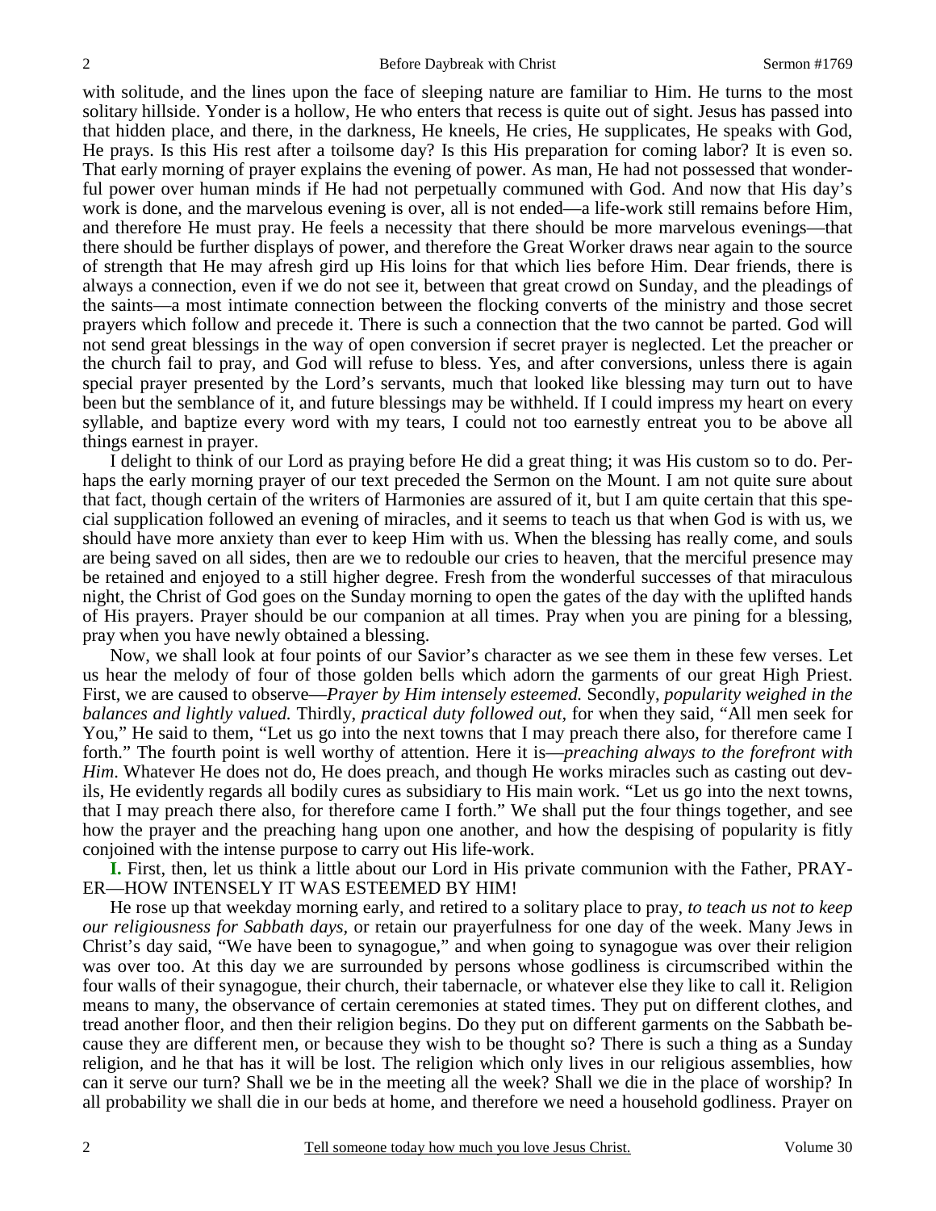with solitude, and the lines upon the face of sleeping nature are familiar to Him. He turns to the most solitary hillside. Yonder is a hollow, He who enters that recess is quite out of sight. Jesus has passed into that hidden place, and there, in the darkness, He kneels, He cries, He supplicates, He speaks with God, He prays. Is this His rest after a toilsome day? Is this His preparation for coming labor? It is even so. That early morning of prayer explains the evening of power. As man, He had not possessed that wonderful power over human minds if He had not perpetually communed with God. And now that His day's work is done, and the marvelous evening is over, all is not ended—a life-work still remains before Him, and therefore He must pray. He feels a necessity that there should be more marvelous evenings—that there should be further displays of power, and therefore the Great Worker draws near again to the source of strength that He may afresh gird up His loins for that which lies before Him. Dear friends, there is always a connection, even if we do not see it, between that great crowd on Sunday, and the pleadings of the saints—a most intimate connection between the flocking converts of the ministry and those secret prayers which follow and precede it. There is such a connection that the two cannot be parted. God will not send great blessings in the way of open conversion if secret prayer is neglected. Let the preacher or the church fail to pray, and God will refuse to bless. Yes, and after conversions, unless there is again special prayer presented by the Lord's servants, much that looked like blessing may turn out to have been but the semblance of it, and future blessings may be withheld. If I could impress my heart on every syllable, and baptize every word with my tears, I could not too earnestly entreat you to be above all things earnest in prayer.

I delight to think of our Lord as praying before He did a great thing; it was His custom so to do. Perhaps the early morning prayer of our text preceded the Sermon on the Mount. I am not quite sure about that fact, though certain of the writers of Harmonies are assured of it, but I am quite certain that this special supplication followed an evening of miracles, and it seems to teach us that when God is with us, we should have more anxiety than ever to keep Him with us. When the blessing has really come, and souls are being saved on all sides, then are we to redouble our cries to heaven, that the merciful presence may be retained and enjoyed to a still higher degree. Fresh from the wonderful successes of that miraculous night, the Christ of God goes on the Sunday morning to open the gates of the day with the uplifted hands of His prayers. Prayer should be our companion at all times. Pray when you are pining for a blessing, pray when you have newly obtained a blessing.

Now, we shall look at four points of our Savior's character as we see them in these few verses. Let us hear the melody of four of those golden bells which adorn the garments of our great High Priest. First, we are caused to observe—*Prayer by Him intensely esteemed.* Secondly, *popularity weighed in the balances and lightly valued.* Thirdly, *practical duty followed out,* for when they said, "All men seek for You," He said to them, "Let us go into the next towns that I may preach there also, for therefore came I forth." The fourth point is well worthy of attention. Here it is—*preaching always to the forefront with Him*. Whatever He does not do, He does preach, and though He works miracles such as casting out devils, He evidently regards all bodily cures as subsidiary to His main work. "Let us go into the next towns, that I may preach there also, for therefore came I forth." We shall put the four things together, and see how the prayer and the preaching hang upon one another, and how the despising of popularity is fitly conjoined with the intense purpose to carry out His life-work.

**I.** First, then, let us think a little about our Lord in His private communion with the Father, PRAYER—HOW INTENSELY IT WAS ESTEEMED BY HIM!

He rose up that weekday morning early, and retired to a solitary place to pray, *to teach us not to keep our religiousness for Sabbath days,* or retain our prayerfulness for one day of the week. Many Jews in Christ's day said, "We have been to synagogue," and when going to synagogue was over their religion was over too. At this day we are surrounded by persons whose godliness is circumscribed within the four walls of their synagogue, their church, their tabernacle, or whatever else they like to call it. Religion means to many, the observance of certain ceremonies at stated times. They put on different clothes, and tread another floor, and then their religion begins. Do they put on different garments on the Sabbath because they are different men, or because they wish to be thought so? There is such a thing as a Sunday religion, and he that has it will be lost. The religion which only lives in our religious assemblies, how can it serve our turn? Shall we be in the meeting all the week? Shall we die in the place of worship? In all probability we shall die in our beds at home, and therefore we need a household godliness. Prayer on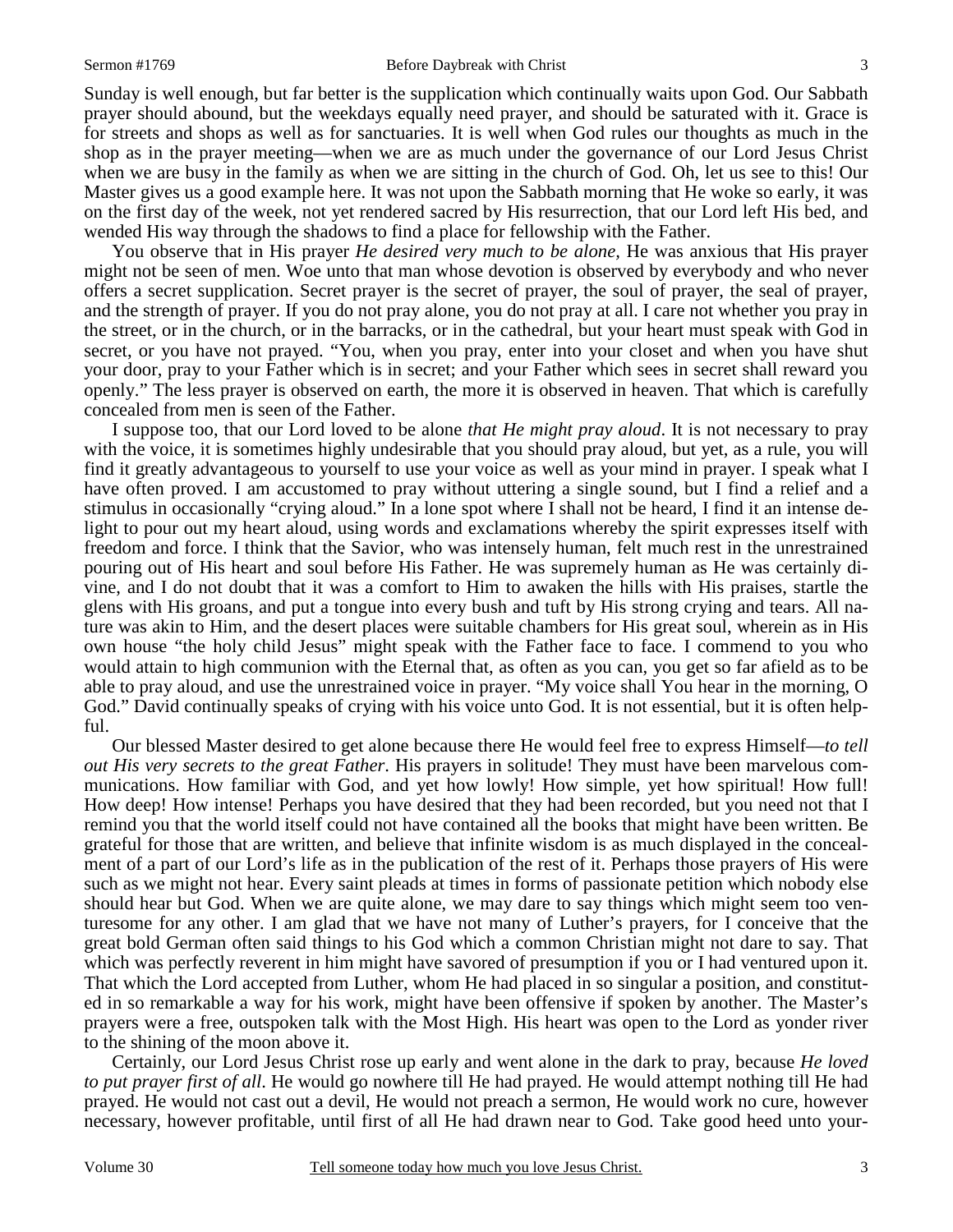Sunday is well enough, but far better is the supplication which continually waits upon God. Our Sabbath prayer should abound, but the weekdays equally need prayer, and should be saturated with it. Grace is for streets and shops as well as for sanctuaries. It is well when God rules our thoughts as much in the shop as in the prayer meeting—when we are as much under the governance of our Lord Jesus Christ when we are busy in the family as when we are sitting in the church of God. Oh, let us see to this! Our Master gives us a good example here. It was not upon the Sabbath morning that He woke so early, it was on the first day of the week, not yet rendered sacred by His resurrection, that our Lord left His bed, and wended His way through the shadows to find a place for fellowship with the Father.

You observe that in His prayer *He desired very much to be alone,* He was anxious that His prayer might not be seen of men. Woe unto that man whose devotion is observed by everybody and who never offers a secret supplication. Secret prayer is the secret of prayer, the soul of prayer, the seal of prayer, and the strength of prayer. If you do not pray alone, you do not pray at all. I care not whether you pray in the street, or in the church, or in the barracks, or in the cathedral, but your heart must speak with God in secret, or you have not prayed. "You, when you pray, enter into your closet and when you have shut your door, pray to your Father which is in secret; and your Father which sees in secret shall reward you openly." The less prayer is observed on earth, the more it is observed in heaven. That which is carefully concealed from men is seen of the Father.

I suppose too, that our Lord loved to be alone *that He might pray aloud*. It is not necessary to pray with the voice, it is sometimes highly undesirable that you should pray aloud, but yet, as a rule, you will find it greatly advantageous to yourself to use your voice as well as your mind in prayer. I speak what I have often proved. I am accustomed to pray without uttering a single sound, but I find a relief and a stimulus in occasionally "crying aloud." In a lone spot where I shall not be heard, I find it an intense delight to pour out my heart aloud, using words and exclamations whereby the spirit expresses itself with freedom and force. I think that the Savior, who was intensely human, felt much rest in the unrestrained pouring out of His heart and soul before His Father. He was supremely human as He was certainly divine, and I do not doubt that it was a comfort to Him to awaken the hills with His praises, startle the glens with His groans, and put a tongue into every bush and tuft by His strong crying and tears. All nature was akin to Him, and the desert places were suitable chambers for His great soul, wherein as in His own house "the holy child Jesus" might speak with the Father face to face. I commend to you who would attain to high communion with the Eternal that, as often as you can, you get so far afield as to be able to pray aloud, and use the unrestrained voice in prayer. "My voice shall You hear in the morning, O God." David continually speaks of crying with his voice unto God. It is not essential, but it is often helpful.

Our blessed Master desired to get alone because there He would feel free to express Himself—*to tell out His very secrets to the great Father*. His prayers in solitude! They must have been marvelous communications. How familiar with God, and yet how lowly! How simple, yet how spiritual! How full! How deep! How intense! Perhaps you have desired that they had been recorded, but you need not that I remind you that the world itself could not have contained all the books that might have been written. Be grateful for those that are written, and believe that infinite wisdom is as much displayed in the concealment of a part of our Lord's life as in the publication of the rest of it. Perhaps those prayers of His were such as we might not hear. Every saint pleads at times in forms of passionate petition which nobody else should hear but God. When we are quite alone, we may dare to say things which might seem too venturesome for any other. I am glad that we have not many of Luther's prayers, for I conceive that the great bold German often said things to his God which a common Christian might not dare to say. That which was perfectly reverent in him might have savored of presumption if you or I had ventured upon it. That which the Lord accepted from Luther, whom He had placed in so singular a position, and constituted in so remarkable a way for his work, might have been offensive if spoken by another. The Master's prayers were a free, outspoken talk with the Most High. His heart was open to the Lord as yonder river to the shining of the moon above it.

Certainly, our Lord Jesus Christ rose up early and went alone in the dark to pray, because *He loved to put prayer first of all*. He would go nowhere till He had prayed. He would attempt nothing till He had prayed. He would not cast out a devil, He would not preach a sermon, He would work no cure, however necessary, however profitable, until first of all He had drawn near to God. Take good heed unto your-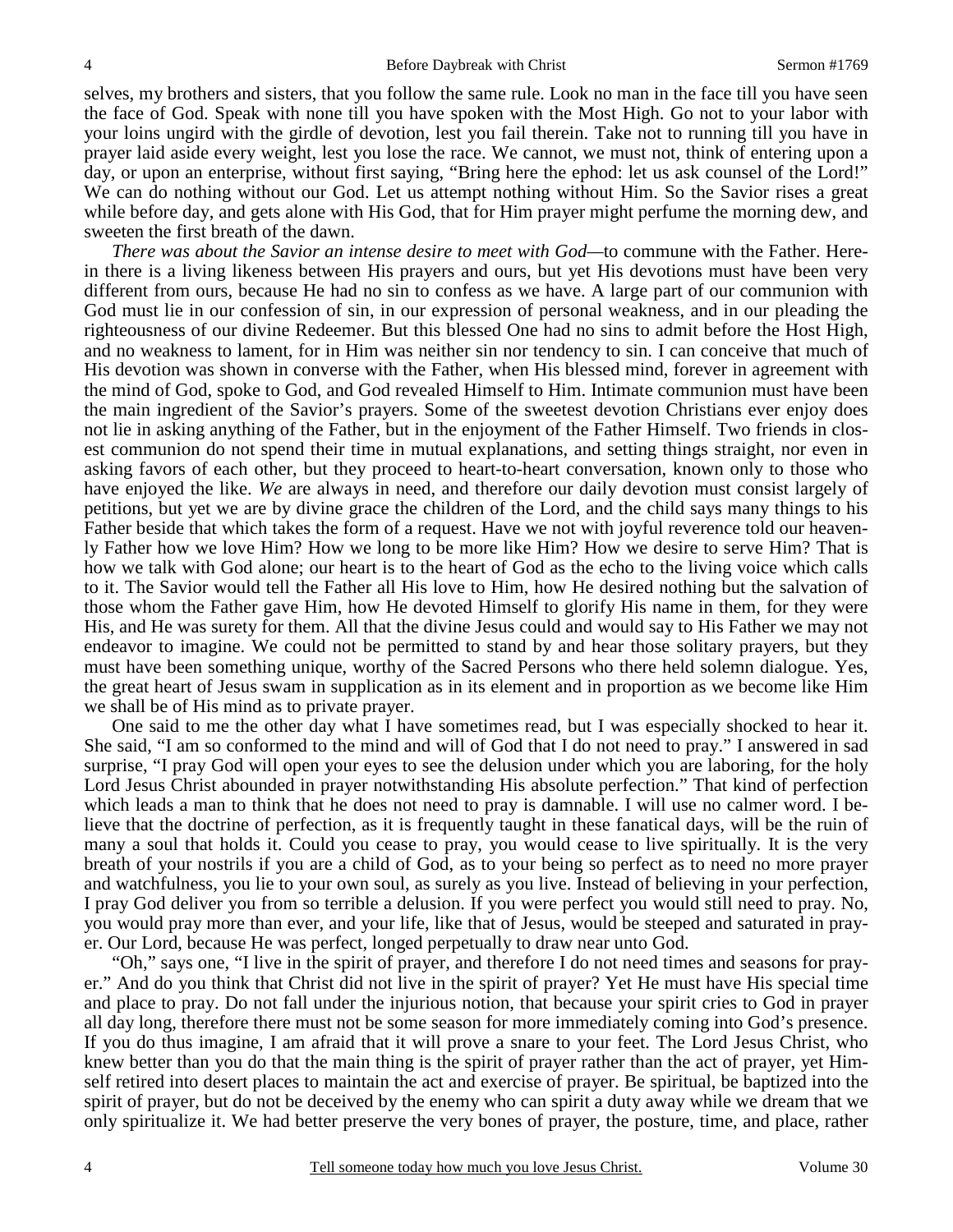selves, my brothers and sisters, that you follow the same rule. Look no man in the face till you have seen the face of God. Speak with none till you have spoken with the Most High. Go not to your labor with your loins ungird with the girdle of devotion, lest you fail therein. Take not to running till you have in prayer laid aside every weight, lest you lose the race. We cannot, we must not, think of entering upon a day, or upon an enterprise, without first saying, "Bring here the ephod: let us ask counsel of the Lord!" We can do nothing without our God. Let us attempt nothing without Him. So the Savior rises a great while before day, and gets alone with His God, that for Him prayer might perfume the morning dew, and sweeten the first breath of the dawn.

*There was about the Savior an intense desire to meet with God*—to commune with the Father. Herein there is a living likeness between His prayers and ours, but yet His devotions must have been very different from ours, because He had no sin to confess as we have. A large part of our communion with God must lie in our confession of sin, in our expression of personal weakness, and in our pleading the righteousness of our divine Redeemer. But this blessed One had no sins to admit before the Host High, and no weakness to lament, for in Him was neither sin nor tendency to sin. I can conceive that much of His devotion was shown in converse with the Father, when His blessed mind, forever in agreement with the mind of God, spoke to God, and God revealed Himself to Him. Intimate communion must have been the main ingredient of the Savior's prayers. Some of the sweetest devotion Christians ever enjoy does not lie in asking anything of the Father, but in the enjoyment of the Father Himself. Two friends in closest communion do not spend their time in mutual explanations, and setting things straight, nor even in asking favors of each other, but they proceed to heart-to-heart conversation, known only to those who have enjoyed the like. *We* are always in need, and therefore our daily devotion must consist largely of petitions, but yet we are by divine grace the children of the Lord, and the child says many things to his Father beside that which takes the form of a request. Have we not with joyful reverence told our heavenly Father how we love Him? How we long to be more like Him? How we desire to serve Him? That is how we talk with God alone; our heart is to the heart of God as the echo to the living voice which calls to it. The Savior would tell the Father all His love to Him, how He desired nothing but the salvation of those whom the Father gave Him, how He devoted Himself to glorify His name in them, for they were His, and He was surety for them. All that the divine Jesus could and would say to His Father we may not endeavor to imagine. We could not be permitted to stand by and hear those solitary prayers, but they must have been something unique, worthy of the Sacred Persons who there held solemn dialogue. Yes, the great heart of Jesus swam in supplication as in its element and in proportion as we become like Him we shall be of His mind as to private prayer.

One said to me the other day what I have sometimes read, but I was especially shocked to hear it. She said, "I am so conformed to the mind and will of God that I do not need to pray." I answered in sad surprise, "I pray God will open your eyes to see the delusion under which you are laboring, for the holy Lord Jesus Christ abounded in prayer notwithstanding His absolute perfection." That kind of perfection which leads a man to think that he does not need to pray is damnable. I will use no calmer word. I believe that the doctrine of perfection, as it is frequently taught in these fanatical days, will be the ruin of many a soul that holds it. Could you cease to pray, you would cease to live spiritually. It is the very breath of your nostrils if you are a child of God, as to your being so perfect as to need no more prayer and watchfulness, you lie to your own soul, as surely as you live. Instead of believing in your perfection, I pray God deliver you from so terrible a delusion. If you were perfect you would still need to pray. No, you would pray more than ever, and your life, like that of Jesus, would be steeped and saturated in prayer. Our Lord, because He was perfect, longed perpetually to draw near unto God.

"Oh," says one, "I live in the spirit of prayer, and therefore I do not need times and seasons for prayer." And do you think that Christ did not live in the spirit of prayer? Yet He must have His special time and place to pray. Do not fall under the injurious notion, that because your spirit cries to God in prayer all day long, therefore there must not be some season for more immediately coming into God's presence. If you do thus imagine, I am afraid that it will prove a snare to your feet. The Lord Jesus Christ, who knew better than you do that the main thing is the spirit of prayer rather than the act of prayer, yet Himself retired into desert places to maintain the act and exercise of prayer. Be spiritual, be baptized into the spirit of prayer, but do not be deceived by the enemy who can spirit a duty away while we dream that we only spiritualize it. We had better preserve the very bones of prayer, the posture, time, and place, rather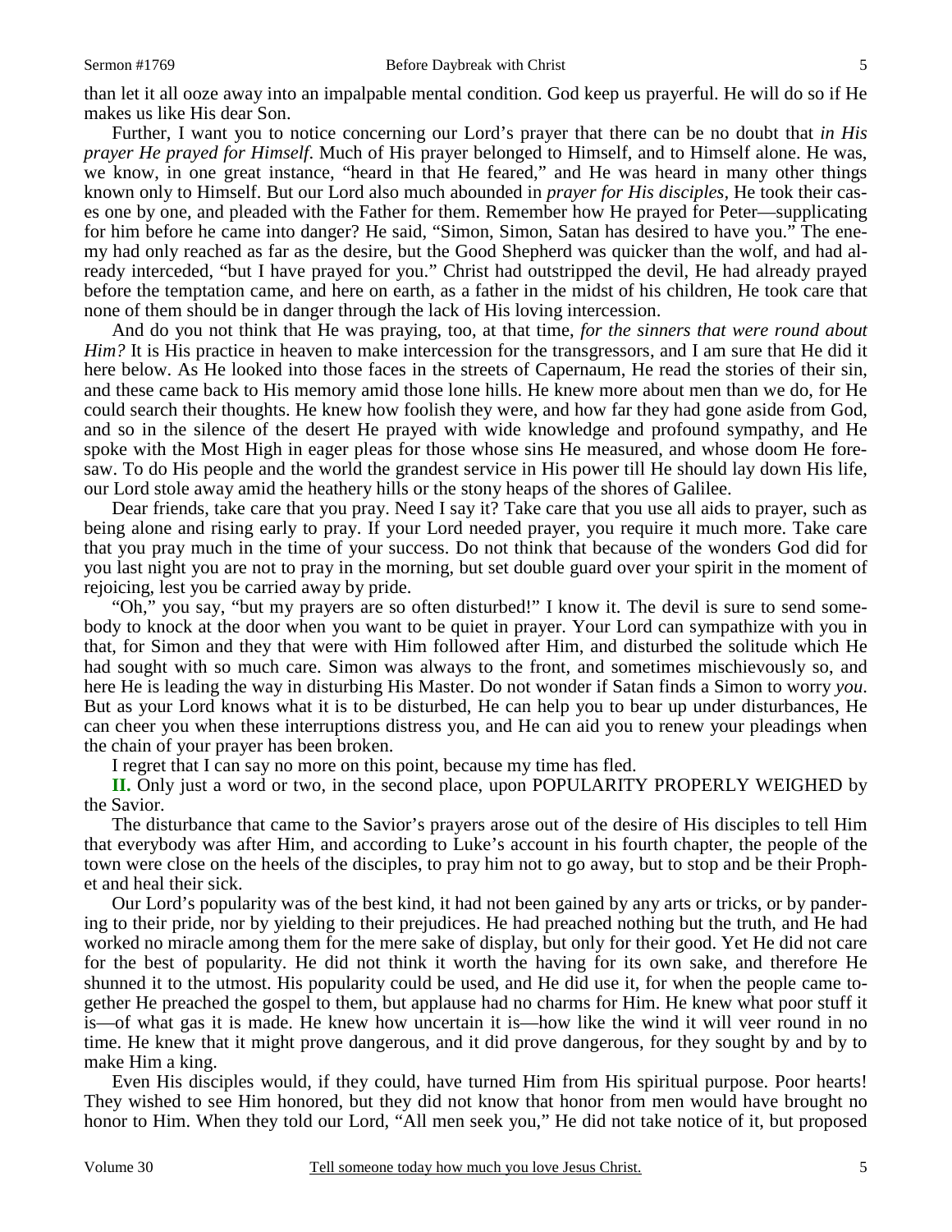than let it all ooze away into an impalpable mental condition. God keep us prayerful. He will do so if He makes us like His dear Son.

Further, I want you to notice concerning our Lord's prayer that there can be no doubt that *in His prayer He prayed for Himself*. Much of His prayer belonged to Himself, and to Himself alone. He was, we know, in one great instance, "heard in that He feared," and He was heard in many other things known only to Himself. But our Lord also much abounded in *prayer for His disciples,* He took their cases one by one, and pleaded with the Father for them. Remember how He prayed for Peter—supplicating for him before he came into danger? He said, "Simon, Simon, Satan has desired to have you." The enemy had only reached as far as the desire, but the Good Shepherd was quicker than the wolf, and had already interceded, "but I have prayed for you." Christ had outstripped the devil, He had already prayed before the temptation came, and here on earth, as a father in the midst of his children, He took care that none of them should be in danger through the lack of His loving intercession.

And do you not think that He was praying, too, at that time, *for the sinners that were round about Him?* It is His practice in heaven to make intercession for the transgressors, and I am sure that He did it here below. As He looked into those faces in the streets of Capernaum, He read the stories of their sin, and these came back to His memory amid those lone hills. He knew more about men than we do, for He could search their thoughts. He knew how foolish they were, and how far they had gone aside from God, and so in the silence of the desert He prayed with wide knowledge and profound sympathy, and He spoke with the Most High in eager pleas for those whose sins He measured, and whose doom He foresaw. To do His people and the world the grandest service in His power till He should lay down His life, our Lord stole away amid the heathery hills or the stony heaps of the shores of Galilee.

Dear friends, take care that you pray. Need I say it? Take care that you use all aids to prayer, such as being alone and rising early to pray. If your Lord needed prayer, you require it much more. Take care that you pray much in the time of your success. Do not think that because of the wonders God did for you last night you are not to pray in the morning, but set double guard over your spirit in the moment of rejoicing, lest you be carried away by pride.

"Oh," you say, "but my prayers are so often disturbed!" I know it. The devil is sure to send somebody to knock at the door when you want to be quiet in prayer. Your Lord can sympathize with you in that, for Simon and they that were with Him followed after Him, and disturbed the solitude which He had sought with so much care. Simon was always to the front, and sometimes mischievously so, and here He is leading the way in disturbing His Master. Do not wonder if Satan finds a Simon to worry *you*. But as your Lord knows what it is to be disturbed, He can help you to bear up under disturbances, He can cheer you when these interruptions distress you, and He can aid you to renew your pleadings when the chain of your prayer has been broken.

I regret that I can say no more on this point, because my time has fled.

**II.** Only just a word or two, in the second place, upon POPULARITY PROPERLY WEIGHED by the Savior.

The disturbance that came to the Savior's prayers arose out of the desire of His disciples to tell Him that everybody was after Him, and according to Luke's account in his fourth chapter, the people of the town were close on the heels of the disciples, to pray him not to go away, but to stop and be their Prophet and heal their sick.

Our Lord's popularity was of the best kind, it had not been gained by any arts or tricks, or by pandering to their pride, nor by yielding to their prejudices. He had preached nothing but the truth, and He had worked no miracle among them for the mere sake of display, but only for their good. Yet He did not care for the best of popularity. He did not think it worth the having for its own sake, and therefore He shunned it to the utmost. His popularity could be used, and He did use it, for when the people came together He preached the gospel to them, but applause had no charms for Him. He knew what poor stuff it is—of what gas it is made. He knew how uncertain it is—how like the wind it will veer round in no time. He knew that it might prove dangerous, and it did prove dangerous, for they sought by and by to make Him a king.

Even His disciples would, if they could, have turned Him from His spiritual purpose. Poor hearts! They wished to see Him honored, but they did not know that honor from men would have brought no honor to Him. When they told our Lord, "All men seek you," He did not take notice of it, but proposed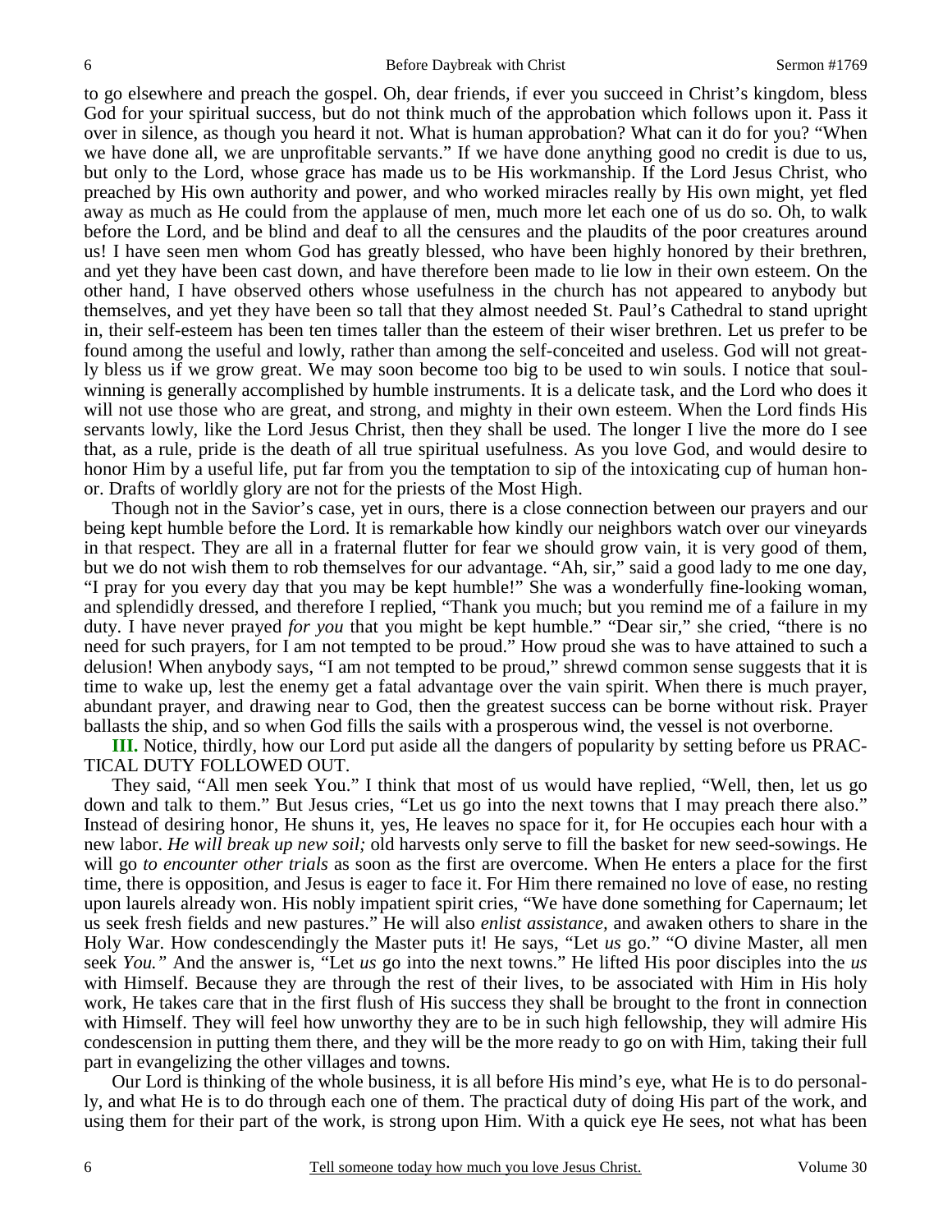to go elsewhere and preach the gospel. Oh, dear friends, if ever you succeed in Christ's kingdom, bless God for your spiritual success, but do not think much of the approbation which follows upon it. Pass it over in silence, as though you heard it not. What is human approbation? What can it do for you? "When we have done all, we are unprofitable servants." If we have done anything good no credit is due to us, but only to the Lord, whose grace has made us to be His workmanship. If the Lord Jesus Christ, who preached by His own authority and power, and who worked miracles really by His own might, yet fled away as much as He could from the applause of men, much more let each one of us do so. Oh, to walk before the Lord, and be blind and deaf to all the censures and the plaudits of the poor creatures around us! I have seen men whom God has greatly blessed, who have been highly honored by their brethren, and yet they have been cast down, and have therefore been made to lie low in their own esteem. On the other hand, I have observed others whose usefulness in the church has not appeared to anybody but themselves, and yet they have been so tall that they almost needed St. Paul's Cathedral to stand upright in, their self-esteem has been ten times taller than the esteem of their wiser brethren. Let us prefer to be found among the useful and lowly, rather than among the self-conceited and useless. God will not greatly bless us if we grow great. We may soon become too big to be used to win souls. I notice that soul-winning is generally accomplished by humble instruments. It is a delicate task, and the Lord who does it will not use those who are great, and strong, and mighty in their own esteem. When the Lord finds His servants lowly, like the Lord Jesus Christ, then they shall be used. The longer I live the more do I see that, as a rule, pride is the death of all true spiritual usefulness. As you love God, and would desire to honor Him by a useful life, put far from you the temptation to sip of the intoxicating cup of human honor. Drafts of worldly glory are not for the priests of the Most High.

Though not in the Savior's case, yet in ours, there is a close connection between our prayers and our being kept humble before the Lord. It is remarkable how kindly our neighbors watch over our vineyards in that respect. They are all in a fraternal flutter for fear we should grow vain, it is very good of them, but we do not wish them to rob themselves for our advantage. "Ah, sir," said a good lady to me one day, "I pray for you every day that you may be kept humble!" She was a wonderfully fine-looking woman, and splendidly dressed, and therefore I replied, "Thank you much; but you remind me of a failure in my duty. I have never prayed *for you* that you might be kept humble." "Dear sir," she cried, "there is no need for such prayers, for I am not tempted to be proud." How proud she was to have attained to such a delusion! When anybody says, "I am not tempted to be proud," shrewd common sense suggests that it is time to wake up, lest the enemy get a fatal advantage over the vain spirit. When there is much prayer, abundant prayer, and drawing near to God, then the greatest success can be borne without risk. Prayer ballasts the ship, and so when God fills the sails with a prosperous wind, the vessel is not overborne.

**III.** Notice, thirdly, how our Lord put aside all the dangers of popularity by setting before us PRACTICAL DUTY FOLLOWED OUT.

They said, "All men seek You." I think that most of us would have replied, "Well, then, let us go down and talk to them." But Jesus cries, "Let us go into the next towns that I may preach there also." Instead of desiring honor, He shuns it, yes, He leaves no space for it, for He occupies each hour with a new labor. *He will break up new soil;* old harvests only serve to fill the basket for new seed-sowings. He will go *to encounter other trials* as soon as the first are overcome. When He enters a place for the first time, there is opposition, and Jesus is eager to face it. For Him there remained no love of ease, no resting upon laurels already won. His nobly impatient spirit cries, "We have done something for Capernaum; let us seek fresh fields and new pastures." He will also *enlist assistance,* and awaken others to share in the Holy War. How condescendingly the Master puts it! He says, "Let *us* go." "O divine Master, all men seek *You."* And the answer is, "Let *us* go into the next towns." He lifted His poor disciples into the *us* with Himself. Because they are through the rest of their lives, to be associated with Him in His holy work, He takes care that in the first flush of His success they shall be brought to the front in connection with Himself. They will feel how unworthy they are to be in such high fellowship, they will admire His condescension in putting them there, and they will be the more ready to go on with Him, taking their full part in evangelizing the other villages and towns.

Our Lord is thinking of the whole business, it is all before His mind's eye, what He is to do personally, and what He is to do through each one of them. The practical duty of doing His part of the work, and using them for their part of the work, is strong upon Him. With a quick eye He sees, not what has been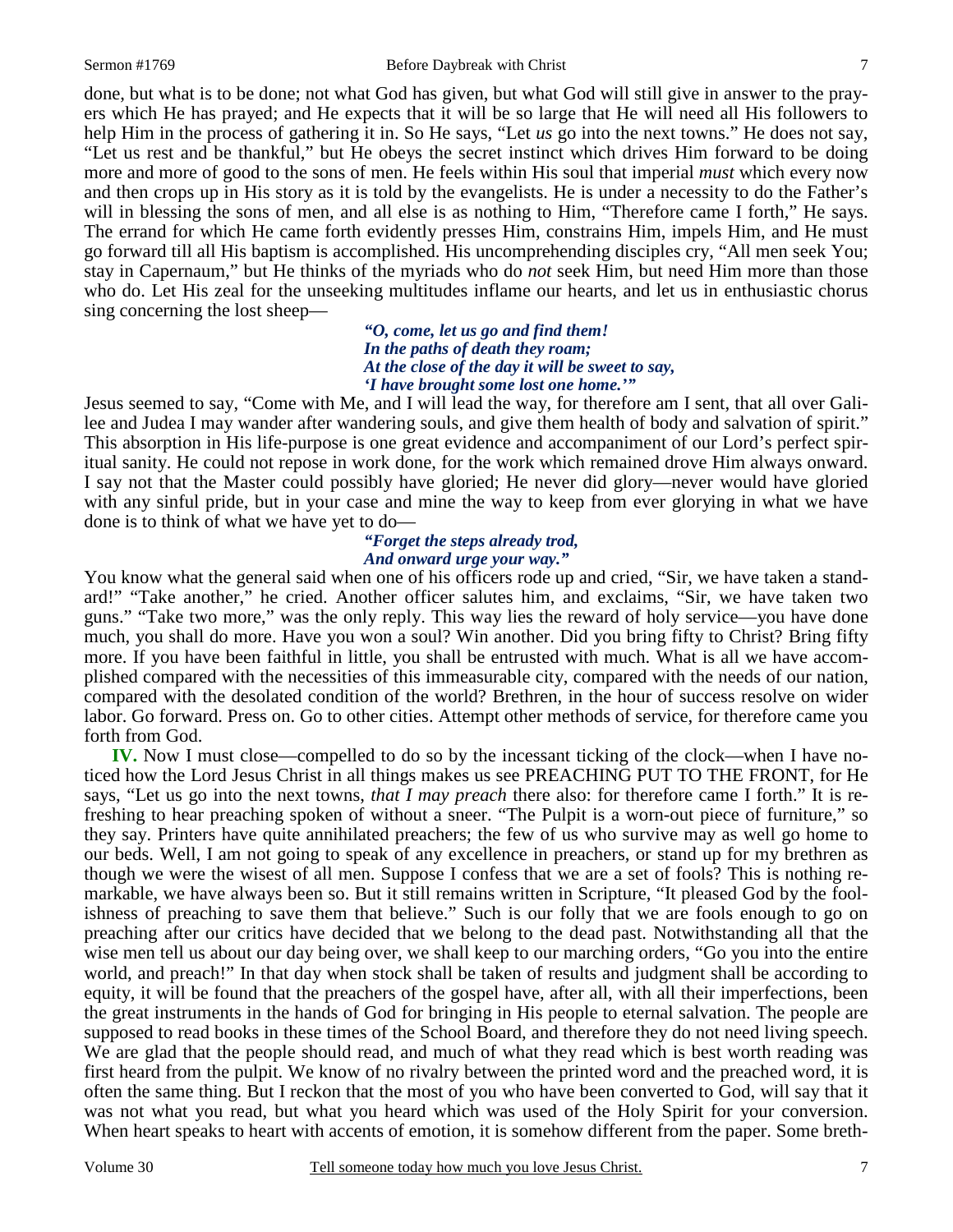done, but what is to be done; not what God has given, but what God will still give in answer to the prayers which He has prayed; and He expects that it will be so large that He will need all His followers to help Him in the process of gathering it in. So He says, "Let *us* go into the next towns." He does not say, "Let us rest and be thankful," but He obeys the secret instinct which drives Him forward to be doing more and more of good to the sons of men. He feels within His soul that imperial *must* which every now and then crops up in His story as it is told by the evangelists. He is under a necessity to do the Father's will in blessing the sons of men, and all else is as nothing to Him, "Therefore came I forth," He says. The errand for which He came forth evidently presses Him, constrains Him, impels Him, and He must go forward till all His baptism is accomplished. His uncomprehending disciples cry, "All men seek You; stay in Capernaum," but He thinks of the myriads who do *not* seek Him, but need Him more than those who do. Let His zeal for the unseeking multitudes inflame our hearts, and let us in enthusiastic chorus sing concerning the lost sheep—

> ***"O, come, let us go and find them!***
> ***In the paths of death they roam;***
> ***At the close of the day it will be sweet to say,***
> ***'I have brought some lost one home.'"***

Jesus seemed to say, "Come with Me, and I will lead the way, for therefore am I sent, that all over Galilee and Judea I may wander after wandering souls, and give them health of body and salvation of spirit." This absorption in His life-purpose is one great evidence and accompaniment of our Lord's perfect spiritual sanity. He could not repose in work done, for the work which remained drove Him always onward. I say not that the Master could possibly have gloried; He never did glory—never would have gloried with any sinful pride, but in your case and mine the way to keep from ever glorying in what we have done is to think of what we have yet to do—

> ***"Forget the steps already trod,***
> ***And onward urge your way."***

You know what the general said when one of his officers rode up and cried, "Sir, we have taken a standard!" "Take another," he cried. Another officer salutes him, and exclaims, "Sir, we have taken two guns." "Take two more," was the only reply. This way lies the reward of holy service—you have done much, you shall do more. Have you won a soul? Win another. Did you bring fifty to Christ? Bring fifty more. If you have been faithful in little, you shall be entrusted with much. What is all we have accomplished compared with the necessities of this immeasurable city, compared with the needs of our nation, compared with the desolated condition of the world? Brethren, in the hour of success resolve on wider labor. Go forward. Press on. Go to other cities. Attempt other methods of service, for therefore came you forth from God.

**IV.** Now I must close—compelled to do so by the incessant ticking of the clock—when I have noticed how the Lord Jesus Christ in all things makes us see PREACHING PUT TO THE FRONT, for He says, "Let us go into the next towns, *that I may preach* there also: for therefore came I forth." It is refreshing to hear preaching spoken of without a sneer. "The Pulpit is a worn-out piece of furniture," so they say. Printers have quite annihilated preachers; the few of us who survive may as well go home to our beds. Well, I am not going to speak of any excellence in preachers, or stand up for my brethren as though we were the wisest of all men. Suppose I confess that we are a set of fools? This is nothing remarkable, we have always been so. But it still remains written in Scripture, "It pleased God by the foolishness of preaching to save them that believe." Such is our folly that we are fools enough to go on preaching after our critics have decided that we belong to the dead past. Notwithstanding all that the wise men tell us about our day being over, we shall keep to our marching orders, "Go you into the entire world, and preach!" In that day when stock shall be taken of results and judgment shall be according to equity, it will be found that the preachers of the gospel have, after all, with all their imperfections, been the great instruments in the hands of God for bringing in His people to eternal salvation. The people are supposed to read books in these times of the School Board, and therefore they do not need living speech. We are glad that the people should read, and much of what they read which is best worth reading was first heard from the pulpit. We know of no rivalry between the printed word and the preached word, it is often the same thing. But I reckon that the most of you who have been converted to God, will say that it was not what you read, but what you heard which was used of the Holy Spirit for your conversion. When heart speaks to heart with accents of emotion, it is somehow different from the paper. Some breth-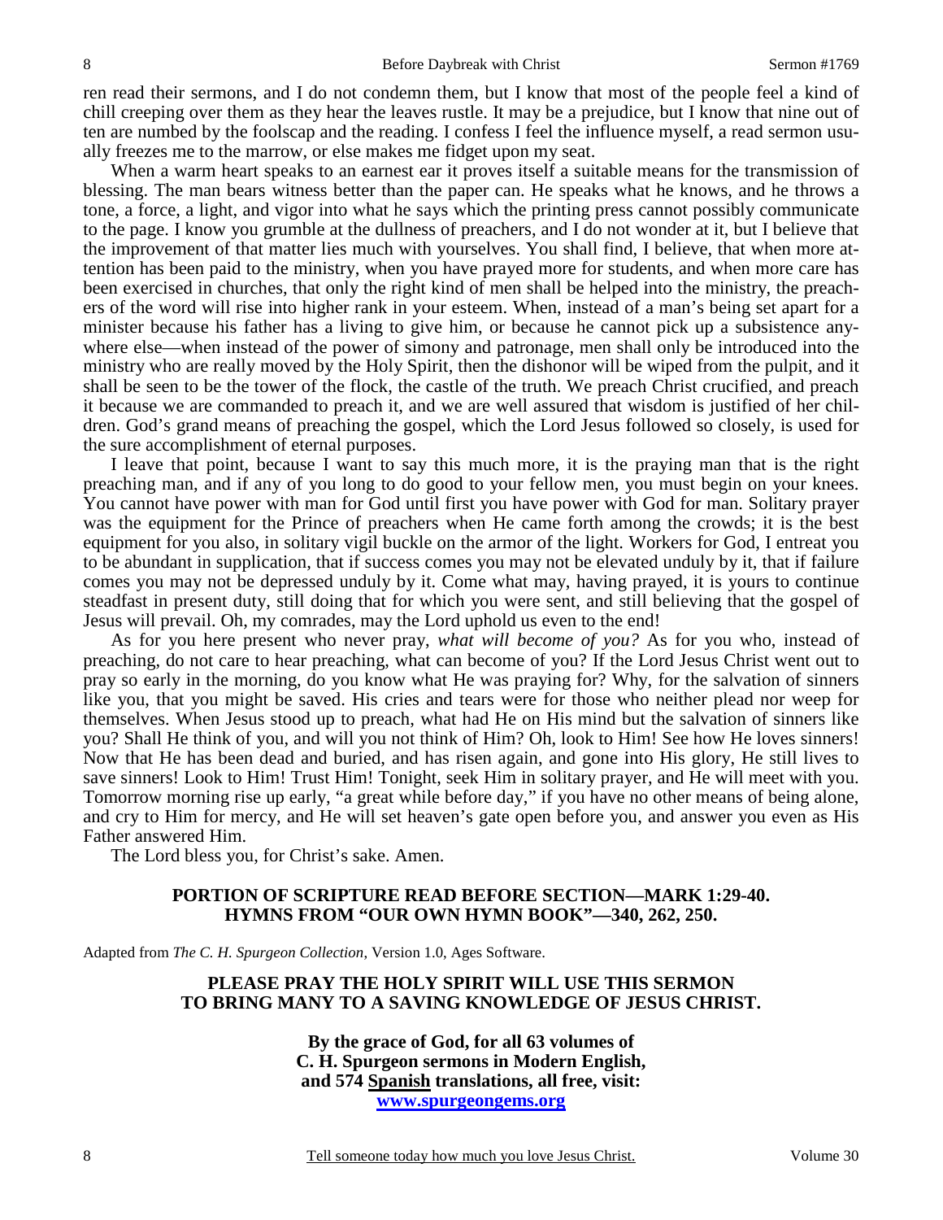ren read their sermons, and I do not condemn them, but I know that most of the people feel a kind of chill creeping over them as they hear the leaves rustle. It may be a prejudice, but I know that nine out of ten are numbed by the foolscap and the reading. I confess I feel the influence myself, a read sermon usually freezes me to the marrow, or else makes me fidget upon my seat.

When a warm heart speaks to an earnest ear it proves itself a suitable means for the transmission of blessing. The man bears witness better than the paper can. He speaks what he knows, and he throws a tone, a force, a light, and vigor into what he says which the printing press cannot possibly communicate to the page. I know you grumble at the dullness of preachers, and I do not wonder at it, but I believe that the improvement of that matter lies much with yourselves. You shall find, I believe, that when more attention has been paid to the ministry, when you have prayed more for students, and when more care has been exercised in churches, that only the right kind of men shall be helped into the ministry, the preachers of the word will rise into higher rank in your esteem. When, instead of a man's being set apart for a minister because his father has a living to give him, or because he cannot pick up a subsistence anywhere else—when instead of the power of simony and patronage, men shall only be introduced into the ministry who are really moved by the Holy Spirit, then the dishonor will be wiped from the pulpit, and it shall be seen to be the tower of the flock, the castle of the truth. We preach Christ crucified, and preach it because we are commanded to preach it, and we are well assured that wisdom is justified of her children. God's grand means of preaching the gospel, which the Lord Jesus followed so closely, is used for the sure accomplishment of eternal purposes.

I leave that point, because I want to say this much more, it is the praying man that is the right preaching man, and if any of you long to do good to your fellow men, you must begin on your knees. You cannot have power with man for God until first you have power with God for man. Solitary prayer was the equipment for the Prince of preachers when He came forth among the crowds; it is the best equipment for you also, in solitary vigil buckle on the armor of the light. Workers for God, I entreat you to be abundant in supplication, that if success comes you may not be elevated unduly by it, that if failure comes you may not be depressed unduly by it. Come what may, having prayed, it is yours to continue steadfast in present duty, still doing that for which you were sent, and still believing that the gospel of Jesus will prevail. Oh, my comrades, may the Lord uphold us even to the end!

As for you here present who never pray, *what will become of you?* As for you who, instead of preaching, do not care to hear preaching, what can become of you? If the Lord Jesus Christ went out to pray so early in the morning, do you know what He was praying for? Why, for the salvation of sinners like you, that you might be saved. His cries and tears were for those who neither plead nor weep for themselves. When Jesus stood up to preach, what had He on His mind but the salvation of sinners like you? Shall He think of you, and will you not think of Him? Oh, look to Him! See how He loves sinners! Now that He has been dead and buried, and has risen again, and gone into His glory, He still lives to save sinners! Look to Him! Trust Him! Tonight, seek Him in solitary prayer, and He will meet with you. Tomorrow morning rise up early, "a great while before day," if you have no other means of being alone, and cry to Him for mercy, and He will set heaven's gate open before you, and answer you even as His Father answered Him.

The Lord bless you, for Christ's sake. Amen.

**PORTION OF SCRIPTURE READ BEFORE SECTION—MARK 1:29-40.**
**HYMNS FROM "OUR OWN HYMN BOOK"—340, 262, 250.**

Adapted from *The C. H. Spurgeon Collection*, Version 1.0, Ages Software.

**PLEASE PRAY THE HOLY SPIRIT WILL USE THIS SERMON TO BRING MANY TO A SAVING KNOWLEDGE OF JESUS CHRIST.**

**By the grace of God, for all 63 volumes of C. H. Spurgeon sermons in Modern English, and 574 Spanish translations, all free, visit: www.spurgeongems.org**